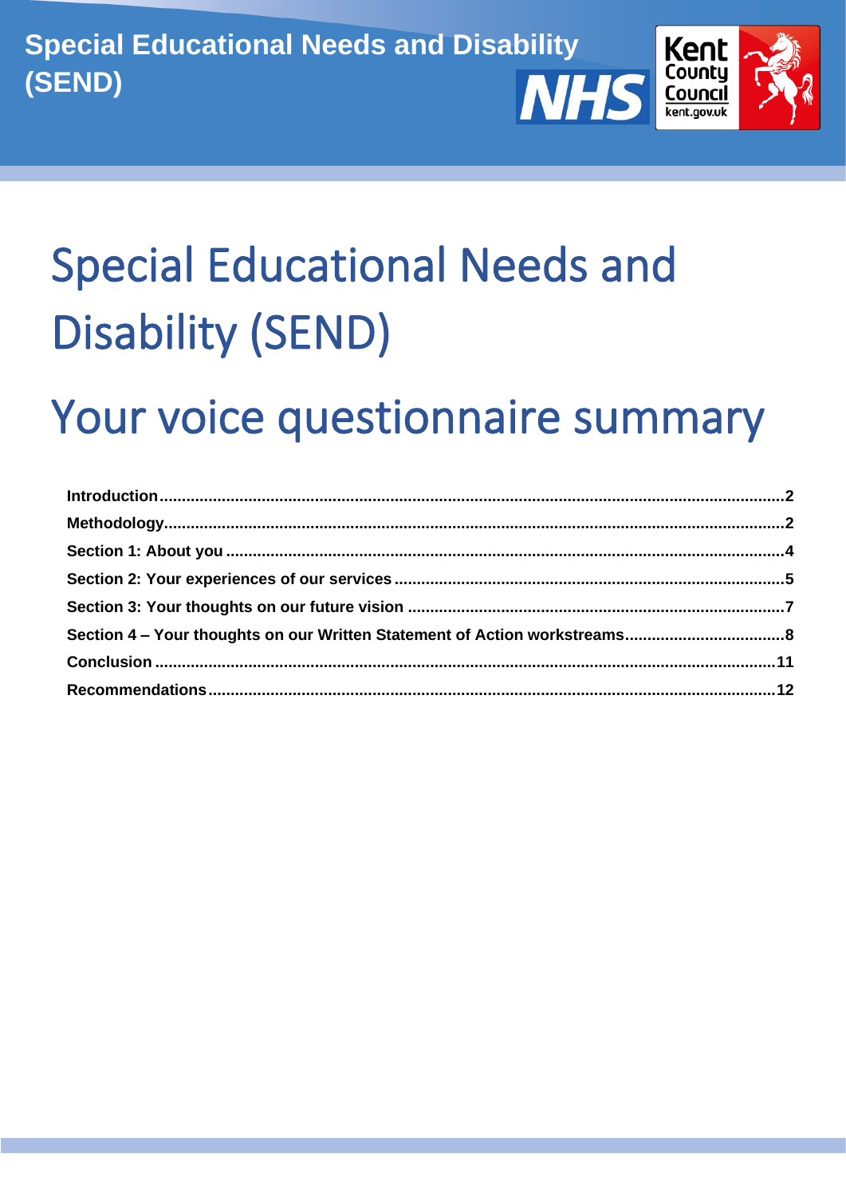Special Educational Needs and Disability (SEND)

# Special Educational Needs and Disability (SEND)

# Your voice questionnaire summary

**Introduction**........................................................................................................2
**Methodology**........................................................................................................2
**Section 1: About you**..........................................................................................4
**Section 2: Your experiences of our services**.......................................................5
**Section 3: Your thoughts on our future vision**.....................................................7
**Section 4 – Your thoughts on our Written Statement of Action workstreams**.......8
**Conclusion**........................................................................................................11
**Recommendations**............................................................................................12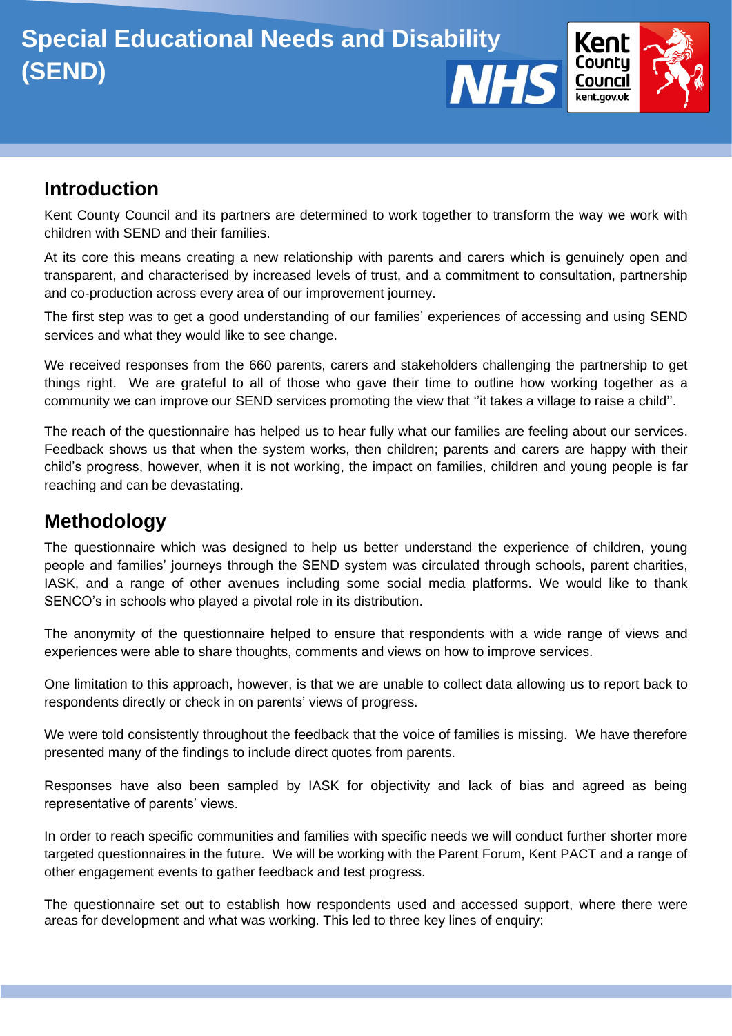# Special Educational Needs and Disability (SEND)

## Introduction

Kent County Council and its partners are determined to work together to transform the way we work with children with SEND and their families.

At its core this means creating a new relationship with parents and carers which is genuinely open and transparent, and characterised by increased levels of trust, and a commitment to consultation, partnership and co-production across every area of our improvement journey.

The first step was to get a good understanding of our families' experiences of accessing and using SEND services and what they would like to see change.

We received responses from the 660 parents, carers and stakeholders challenging the partnership to get things right. We are grateful to all of those who gave their time to outline how working together as a community we can improve our SEND services promoting the view that ''it takes a village to raise a child''.

The reach of the questionnaire has helped us to hear fully what our families are feeling about our services. Feedback shows us that when the system works, then children; parents and carers are happy with their child's progress, however, when it is not working, the impact on families, children and young people is far reaching and can be devastating.

## Methodology

The questionnaire which was designed to help us better understand the experience of children, young people and families' journeys through the SEND system was circulated through schools, parent charities, IASK, and a range of other avenues including some social media platforms. We would like to thank SENCO's in schools who played a pivotal role in its distribution.

The anonymity of the questionnaire helped to ensure that respondents with a wide range of views and experiences were able to share thoughts, comments and views on how to improve services.

One limitation to this approach, however, is that we are unable to collect data allowing us to report back to respondents directly or check in on parents' views of progress.

We were told consistently throughout the feedback that the voice of families is missing. We have therefore presented many of the findings to include direct quotes from parents.

Responses have also been sampled by IASK for objectivity and lack of bias and agreed as being representative of parents' views.

In order to reach specific communities and families with specific needs we will conduct further shorter more targeted questionnaires in the future. We will be working with the Parent Forum, Kent PACT and a range of other engagement events to gather feedback and test progress.

The questionnaire set out to establish how respondents used and accessed support, where there were areas for development and what was working. This led to three key lines of enquiry: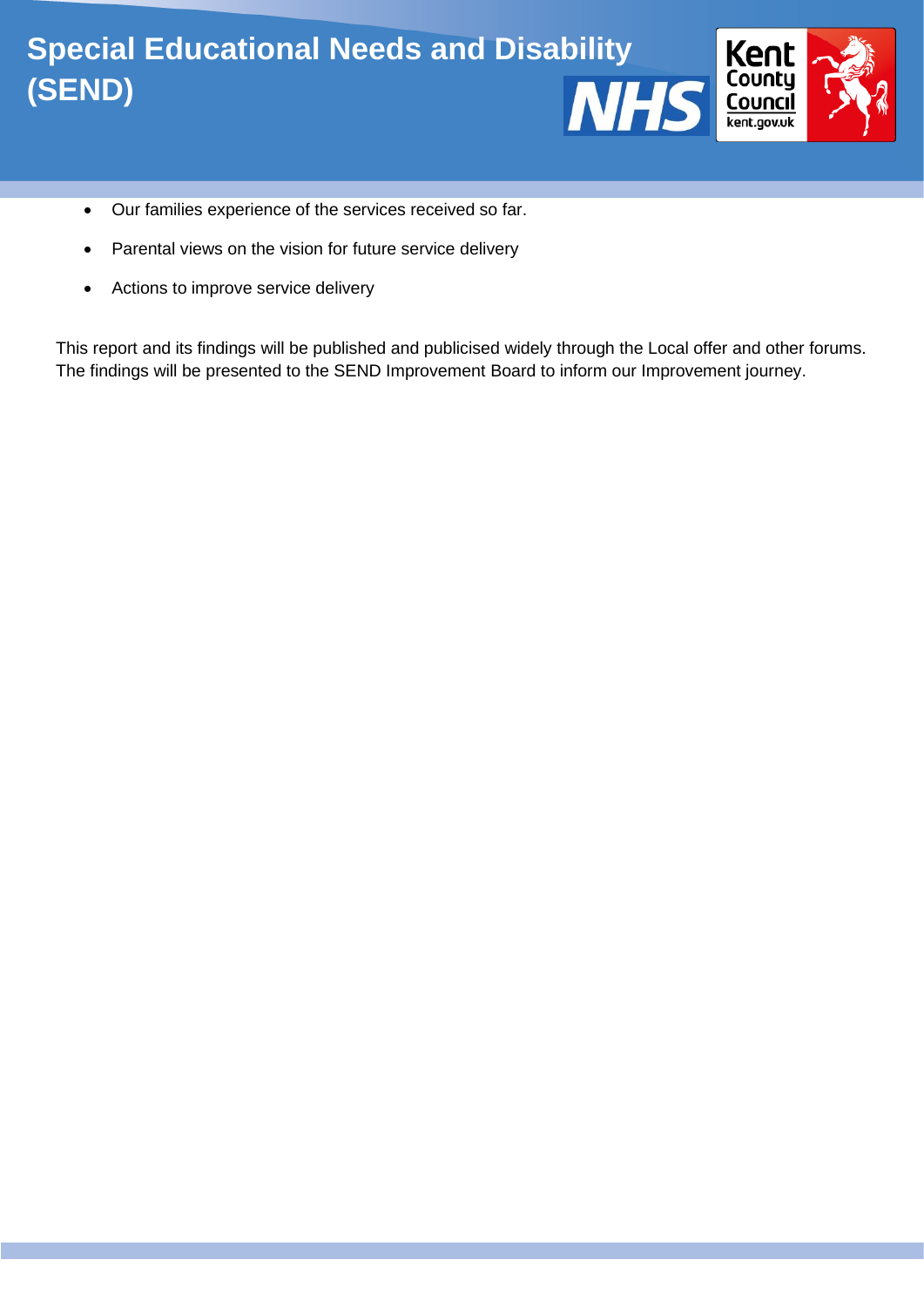- Our families experience of the services received so far.
- Parental views on the vision for future service delivery
- Actions to improve service delivery

This report and its findings will be published and publicised widely through the Local offer and other forums. The findings will be presented to the SEND Improvement Board to inform our Improvement journey.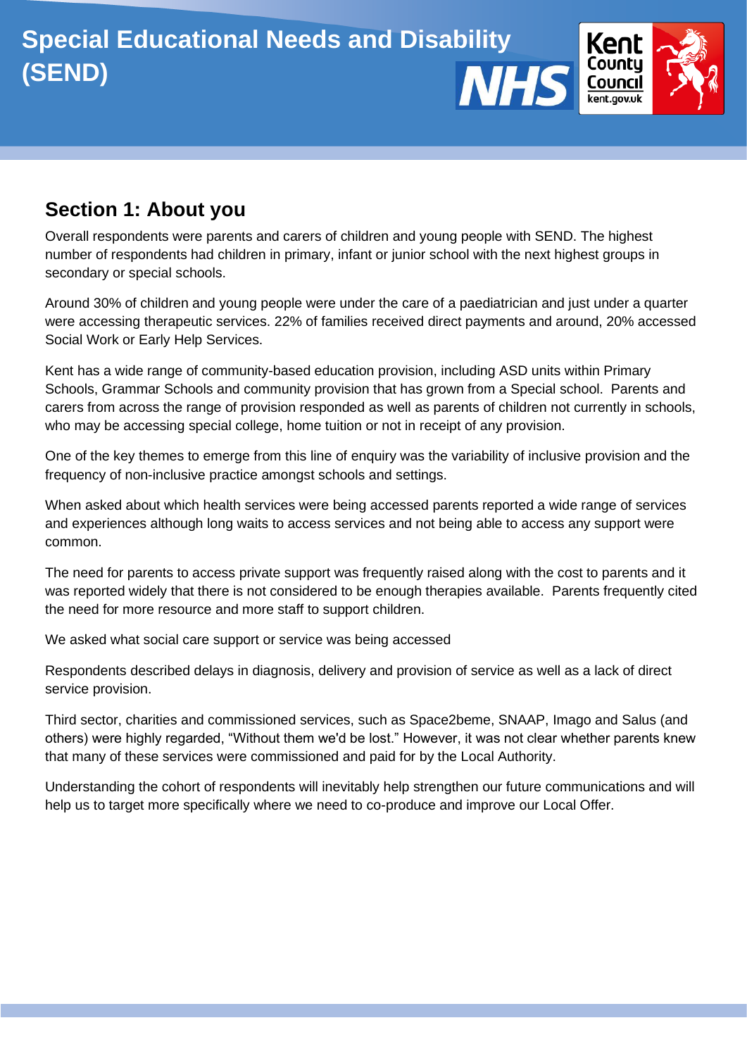## Section 1: About you

Overall respondents were parents and carers of children and young people with SEND. The highest number of respondents had children in primary, infant or junior school with the next highest groups in secondary or special schools.

Around 30% of children and young people were under the care of a paediatrician and just under a quarter were accessing therapeutic services. 22% of families received direct payments and around, 20% accessed Social Work or Early Help Services.

Kent has a wide range of community-based education provision, including ASD units within Primary Schools, Grammar Schools and community provision that has grown from a Special school. Parents and carers from across the range of provision responded as well as parents of children not currently in schools, who may be accessing special college, home tuition or not in receipt of any provision.

One of the key themes to emerge from this line of enquiry was the variability of inclusive provision and the frequency of non-inclusive practice amongst schools and settings.

When asked about which health services were being accessed parents reported a wide range of services and experiences although long waits to access services and not being able to access any support were common.

The need for parents to access private support was frequently raised along with the cost to parents and it was reported widely that there is not considered to be enough therapies available. Parents frequently cited the need for more resource and more staff to support children.

We asked what social care support or service was being accessed

Respondents described delays in diagnosis, delivery and provision of service as well as a lack of direct service provision.

Third sector, charities and commissioned services, such as Space2beme, SNAAP, Imago and Salus (and others) were highly regarded, “Without them we'd be lost.” However, it was not clear whether parents knew that many of these services were commissioned and paid for by the Local Authority.

Understanding the cohort of respondents will inevitably help strengthen our future communications and will help us to target more specifically where we need to co-produce and improve our Local Offer.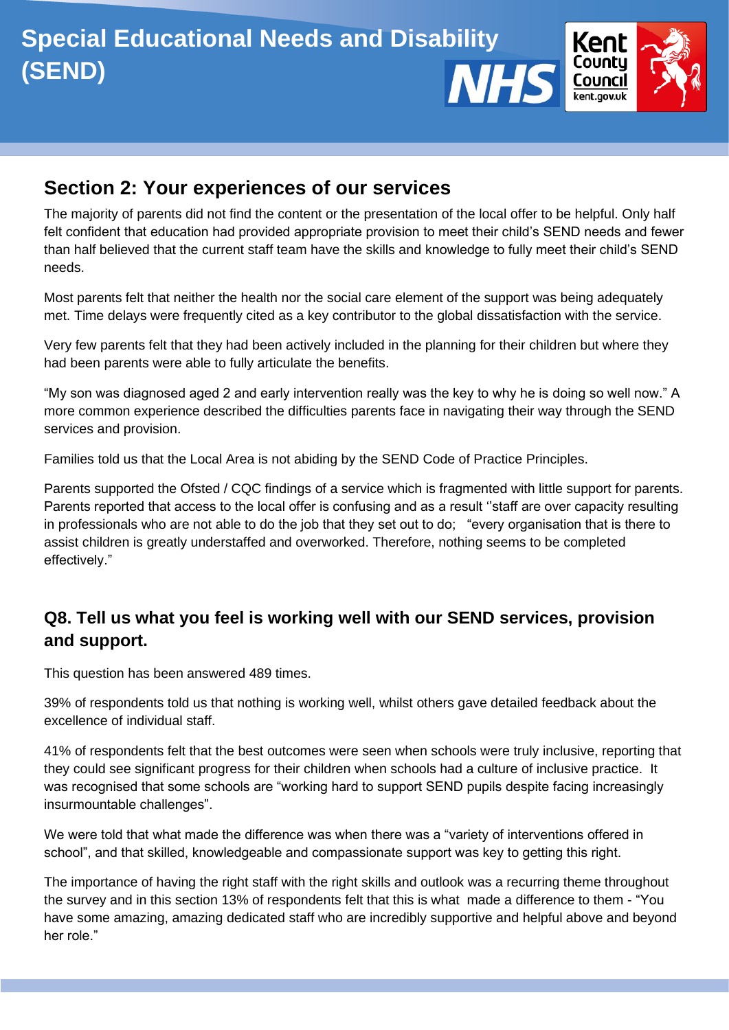## Section 2: Your experiences of our services

The majority of parents did not find the content or the presentation of the local offer to be helpful. Only half felt confident that education had provided appropriate provision to meet their child's SEND needs and fewer than half believed that the current staff team have the skills and knowledge to fully meet their child's SEND needs.

Most parents felt that neither the health nor the social care element of the support was being adequately met. Time delays were frequently cited as a key contributor to the global dissatisfaction with the service.

Very few parents felt that they had been actively included in the planning for their children but where they had been parents were able to fully articulate the benefits.

"My son was diagnosed aged 2 and early intervention really was the key to why he is doing so well now." A more common experience described the difficulties parents face in navigating their way through the SEND services and provision.

Families told us that the Local Area is not abiding by the SEND Code of Practice Principles.

Parents supported the Ofsted / CQC findings of a service which is fragmented with little support for parents. Parents reported that access to the local offer is confusing and as a result ''staff are over capacity resulting in professionals who are not able to do the job that they set out to do; "every organisation that is there to assist children is greatly understaffed and overworked. Therefore, nothing seems to be completed effectively."

### Q8. Tell us what you feel is working well with our SEND services, provision and support.

This question has been answered 489 times.

39% of respondents told us that nothing is working well, whilst others gave detailed feedback about the excellence of individual staff.

41% of respondents felt that the best outcomes were seen when schools were truly inclusive, reporting that they could see significant progress for their children when schools had a culture of inclusive practice. It was recognised that some schools are "working hard to support SEND pupils despite facing increasingly insurmountable challenges".

We were told that what made the difference was when there was a "variety of interventions offered in school", and that skilled, knowledgeable and compassionate support was key to getting this right.

The importance of having the right staff with the right skills and outlook was a recurring theme throughout the survey and in this section 13% of respondents felt that this is what made a difference to them - "You have some amazing, amazing dedicated staff who are incredibly supportive and helpful above and beyond her role."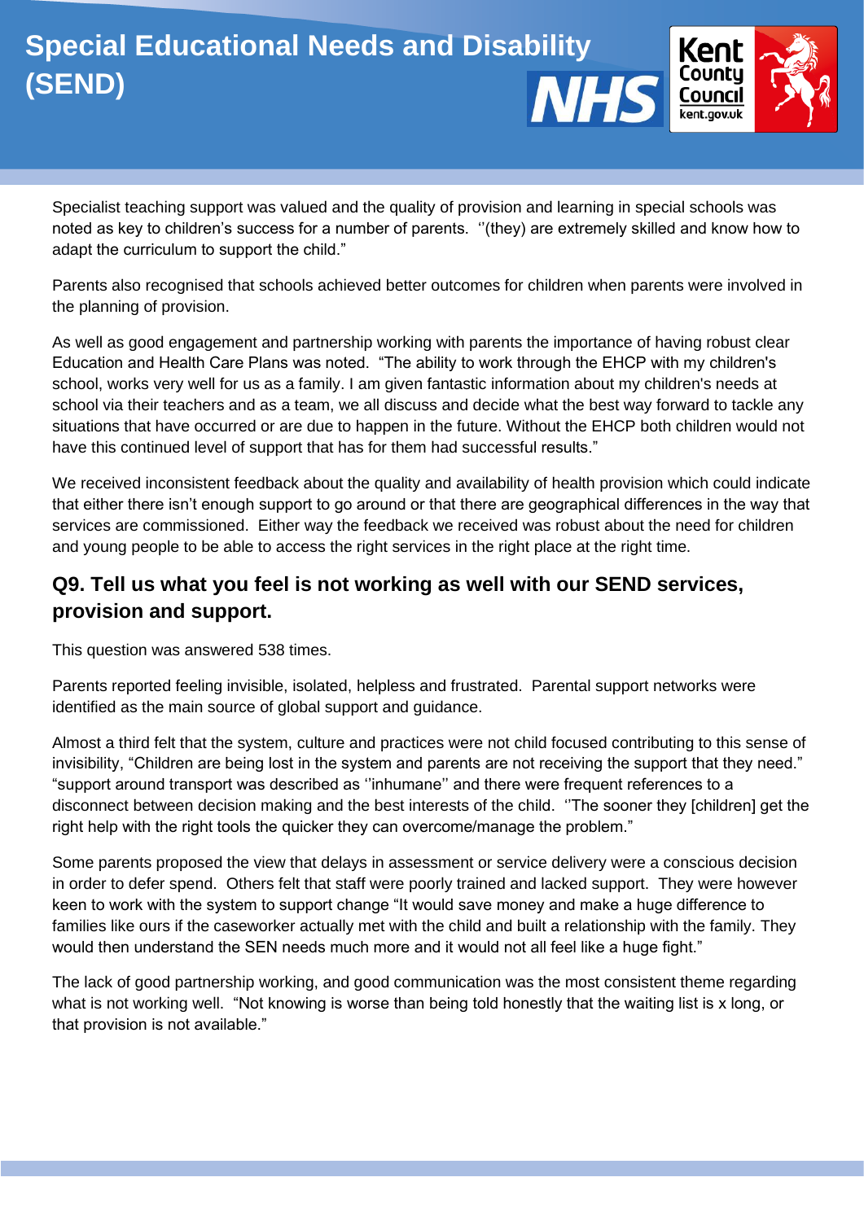Specialist teaching support was valued and the quality of provision and learning in special schools was noted as key to children's success for a number of parents. ''(they) are extremely skilled and know how to adapt the curriculum to support the child."

Parents also recognised that schools achieved better outcomes for children when parents were involved in the planning of provision.

As well as good engagement and partnership working with parents the importance of having robust clear Education and Health Care Plans was noted. "The ability to work through the EHCP with my children's school, works very well for us as a family. I am given fantastic information about my children's needs at school via their teachers and as a team, we all discuss and decide what the best way forward to tackle any situations that have occurred or are due to happen in the future. Without the EHCP both children would not have this continued level of support that has for them had successful results."

We received inconsistent feedback about the quality and availability of health provision which could indicate that either there isn't enough support to go around or that there are geographical differences in the way that services are commissioned. Either way the feedback we received was robust about the need for children and young people to be able to access the right services in the right place at the right time.

## Q9. Tell us what you feel is not working as well with our SEND services, provision and support.

This question was answered 538 times.

Parents reported feeling invisible, isolated, helpless and frustrated. Parental support networks were identified as the main source of global support and guidance.

Almost a third felt that the system, culture and practices were not child focused contributing to this sense of invisibility, "Children are being lost in the system and parents are not receiving the support that they need." "support around transport was described as ''inhumane'' and there were frequent references to a disconnect between decision making and the best interests of the child. ''The sooner they [children] get the right help with the right tools the quicker they can overcome/manage the problem."

Some parents proposed the view that delays in assessment or service delivery were a conscious decision in order to defer spend. Others felt that staff were poorly trained and lacked support. They were however keen to work with the system to support change "It would save money and make a huge difference to families like ours if the caseworker actually met with the child and built a relationship with the family. They would then understand the SEN needs much more and it would not all feel like a huge fight."

The lack of good partnership working, and good communication was the most consistent theme regarding what is not working well. "Not knowing is worse than being told honestly that the waiting list is x long, or that provision is not available."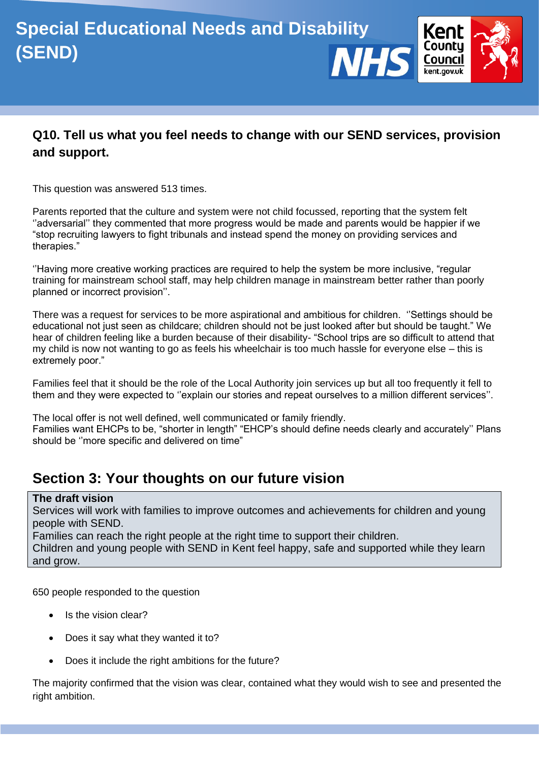## Q10. Tell us what you feel needs to change with our SEND services, provision and support.

This question was answered 513 times.

Parents reported that the culture and system were not child focussed, reporting that the system felt ''adversarial'' they commented that more progress would be made and parents would be happier if we "stop recruiting lawyers to fight tribunals and instead spend the money on providing services and therapies."

''Having more creative working practices are required to help the system be more inclusive, "regular training for mainstream school staff, may help children manage in mainstream better rather than poorly planned or incorrect provision''.

There was a request for services to be more aspirational and ambitious for children. ''Settings should be educational not just seen as childcare; children should not be just looked after but should be taught." We hear of children feeling like a burden because of their disability- "School trips are so difficult to attend that my child is now not wanting to go as feels his wheelchair is too much hassle for everyone else – this is extremely poor."

Families feel that it should be the role of the Local Authority join services up but all too frequently it fell to them and they were expected to ''explain our stories and repeat ourselves to a million different services''.

The local offer is not well defined, well communicated or family friendly.
Families want EHCPs to be, "shorter in length" "EHCP's should define needs clearly and accurately'' Plans should be ''more specific and delivered on time"

## Section 3: Your thoughts on our future vision

**The draft vision**
Services will work with families to improve outcomes and achievements for children and young people with SEND.
Families can reach the right people at the right time to support their children.
Children and young people with SEND in Kent feel happy, safe and supported while they learn and grow.

650 people responded to the question

- Is the vision clear?
- Does it say what they wanted it to?
- Does it include the right ambitions for the future?

The majority confirmed that the vision was clear, contained what they would wish to see and presented the right ambition.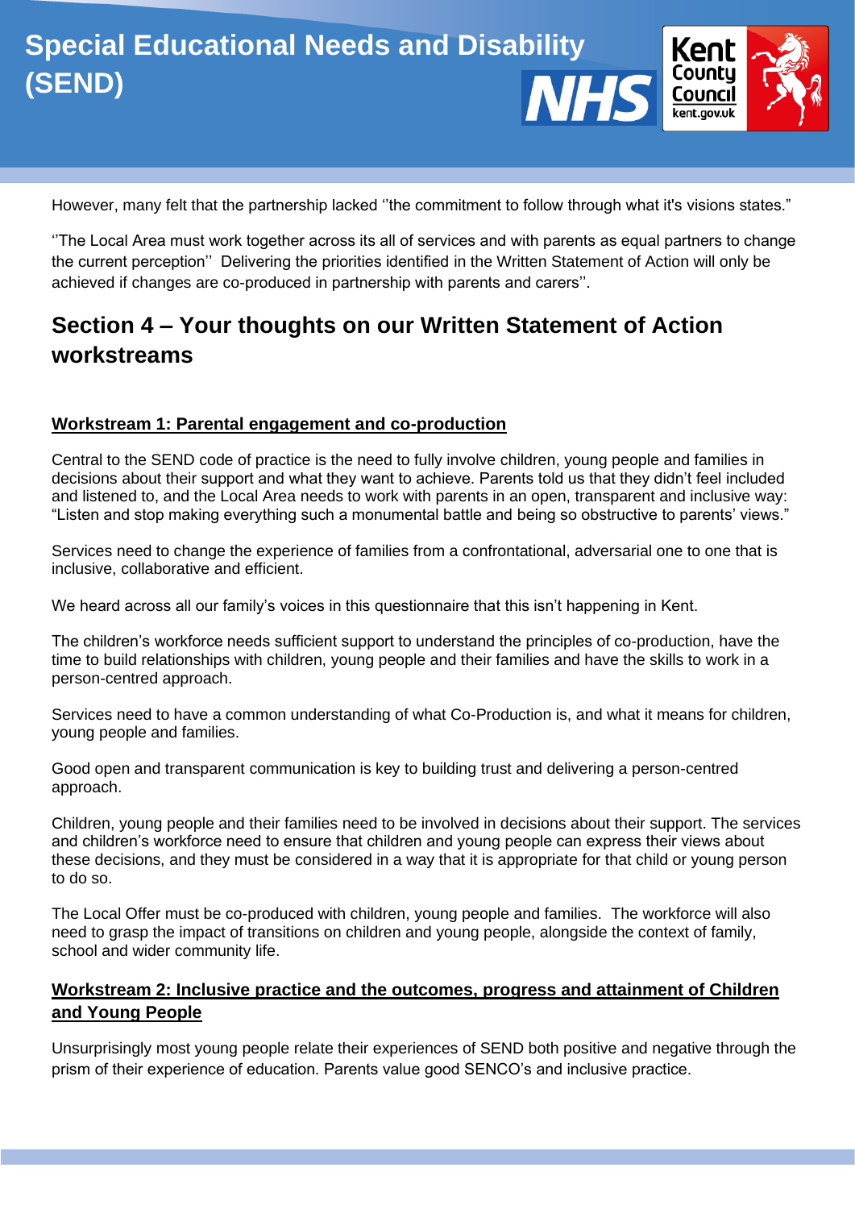However, many felt that the partnership lacked ''the commitment to follow through what it's visions states."

''The Local Area must work together across its all of services and with parents as equal partners to change the current perception''  Delivering the priorities identified in the Written Statement of Action will only be achieved if changes are co-produced in partnership with parents and carers''.

## Section 4 – Your thoughts on our Written Statement of Action workstreams

### Workstream 1: Parental engagement and co-production

Central to the SEND code of practice is the need to fully involve children, young people and families in decisions about their support and what they want to achieve. Parents told us that they didn't feel included and listened to, and the Local Area needs to work with parents in an open, transparent and inclusive way: "Listen and stop making everything such a monumental battle and being so obstructive to parents' views."

Services need to change the experience of families from a confrontational, adversarial one to one that is inclusive, collaborative and efficient.

We heard across all our family's voices in this questionnaire that this isn't happening in Kent.

The children's workforce needs sufficient support to understand the principles of co-production, have the time to build relationships with children, young people and their families and have the skills to work in a person-centred approach.

Services need to have a common understanding of what Co-Production is, and what it means for children, young people and families.

Good open and transparent communication is key to building trust and delivering a person-centred approach.

Children, young people and their families need to be involved in decisions about their support. The services and children's workforce need to ensure that children and young people can express their views about these decisions, and they must be considered in a way that it is appropriate for that child or young person to do so.

The Local Offer must be co-produced with children, young people and families.  The workforce will also need to grasp the impact of transitions on children and young people, alongside the context of family, school and wider community life.

### Workstream 2: Inclusive practice and the outcomes, progress and attainment of Children and Young People

Unsurprisingly most young people relate their experiences of SEND both positive and negative through the prism of their experience of education. Parents value good SENCO's and inclusive practice.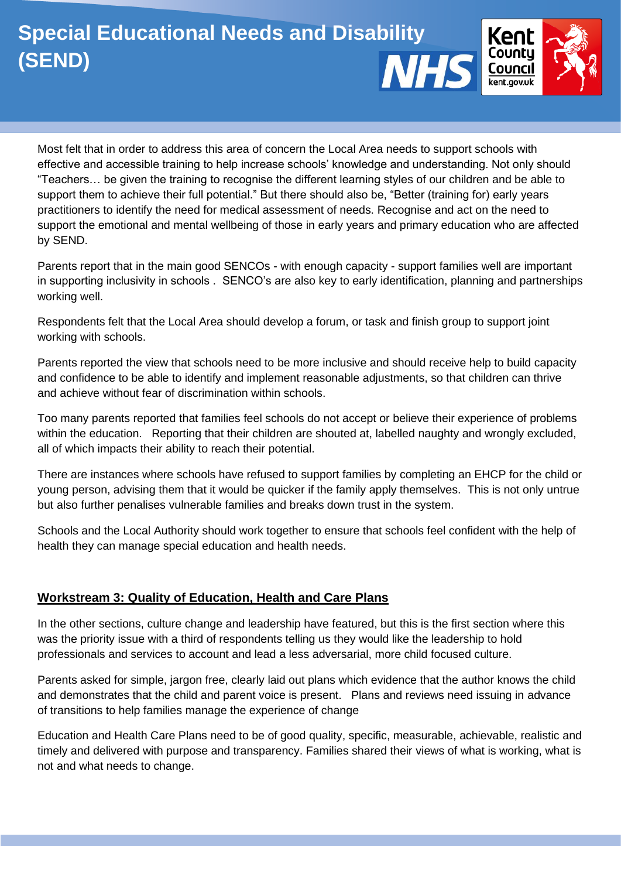Most felt that in order to address this area of concern the Local Area needs to support schools with effective and accessible training to help increase schools' knowledge and understanding. Not only should "Teachers… be given the training to recognise the different learning styles of our children and be able to support them to achieve their full potential." But there should also be, "Better (training for) early years practitioners to identify the need for medical assessment of needs. Recognise and act on the need to support the emotional and mental wellbeing of those in early years and primary education who are affected by SEND.

Parents report that in the main good SENCOs - with enough capacity - support families well are important in supporting inclusivity in schools . SENCO's are also key to early identification, planning and partnerships working well.

Respondents felt that the Local Area should develop a forum, or task and finish group to support joint working with schools.

Parents reported the view that schools need to be more inclusive and should receive help to build capacity and confidence to be able to identify and implement reasonable adjustments, so that children can thrive and achieve without fear of discrimination within schools.

Too many parents reported that families feel schools do not accept or believe their experience of problems within the education. Reporting that their children are shouted at, labelled naughty and wrongly excluded, all of which impacts their ability to reach their potential.

There are instances where schools have refused to support families by completing an EHCP for the child or young person, advising them that it would be quicker if the family apply themselves. This is not only untrue but also further penalises vulnerable families and breaks down trust in the system.

Schools and the Local Authority should work together to ensure that schools feel confident with the help of health they can manage special education and health needs.

## Workstream 3: Quality of Education, Health and Care Plans

In the other sections, culture change and leadership have featured, but this is the first section where this was the priority issue with a third of respondents telling us they would like the leadership to hold professionals and services to account and lead a less adversarial, more child focused culture.

Parents asked for simple, jargon free, clearly laid out plans which evidence that the author knows the child and demonstrates that the child and parent voice is present. Plans and reviews need issuing in advance of transitions to help families manage the experience of change

Education and Health Care Plans need to be of good quality, specific, measurable, achievable, realistic and timely and delivered with purpose and transparency. Families shared their views of what is working, what is not and what needs to change.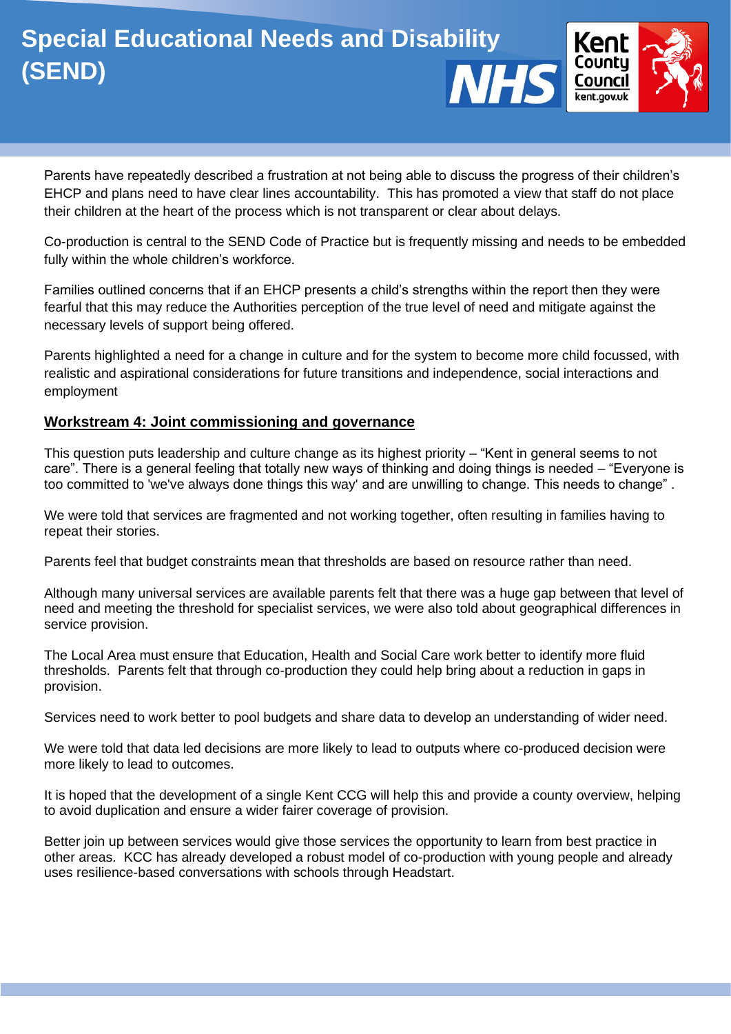Parents have repeatedly described a frustration at not being able to discuss the progress of their children's EHCP and plans need to have clear lines accountability. This has promoted a view that staff do not place their children at the heart of the process which is not transparent or clear about delays.

Co-production is central to the SEND Code of Practice but is frequently missing and needs to be embedded fully within the whole children's workforce.

Families outlined concerns that if an EHCP presents a child's strengths within the report then they were fearful that this may reduce the Authorities perception of the true level of need and mitigate against the necessary levels of support being offered.

Parents highlighted a need for a change in culture and for the system to become more child focussed, with realistic and aspirational considerations for future transitions and independence, social interactions and employment

## Workstream 4: Joint commissioning and governance

This question puts leadership and culture change as its highest priority – "Kent in general seems to not care". There is a general feeling that totally new ways of thinking and doing things is needed – "Everyone is too committed to 'we've always done things this way' and are unwilling to change. This needs to change" .

We were told that services are fragmented and not working together, often resulting in families having to repeat their stories.

Parents feel that budget constraints mean that thresholds are based on resource rather than need.

Although many universal services are available parents felt that there was a huge gap between that level of need and meeting the threshold for specialist services, we were also told about geographical differences in service provision.

The Local Area must ensure that Education, Health and Social Care work better to identify more fluid thresholds. Parents felt that through co-production they could help bring about a reduction in gaps in provision.

Services need to work better to pool budgets and share data to develop an understanding of wider need.

We were told that data led decisions are more likely to lead to outputs where co-produced decision were more likely to lead to outcomes.

It is hoped that the development of a single Kent CCG will help this and provide a county overview, helping to avoid duplication and ensure a wider fairer coverage of provision.

Better join up between services would give those services the opportunity to learn from best practice in other areas. KCC has already developed a robust model of co-production with young people and already uses resilience-based conversations with schools through Headstart.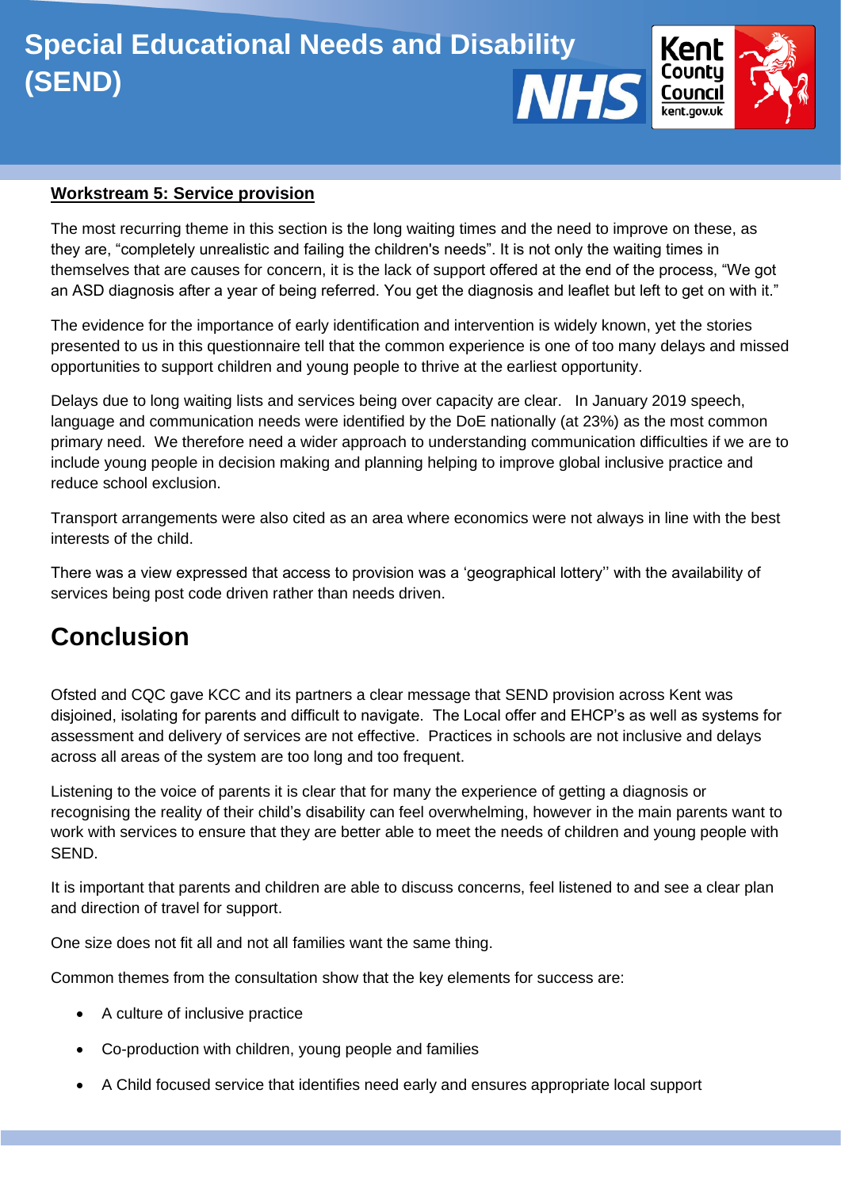**Workstream 5: Service provision**

The most recurring theme in this section is the long waiting times and the need to improve on these, as they are, “completely unrealistic and failing the children's needs”. It is not only the waiting times in themselves that are causes for concern, it is the lack of support offered at the end of the process, “We got an ASD diagnosis after a year of being referred. You get the diagnosis and leaflet but left to get on with it.”

The evidence for the importance of early identification and intervention is widely known, yet the stories presented to us in this questionnaire tell that the common experience is one of too many delays and missed opportunities to support children and young people to thrive at the earliest opportunity.

Delays due to long waiting lists and services being over capacity are clear. In January 2019 speech, language and communication needs were identified by the DoE nationally (at 23%) as the most common primary need. We therefore need a wider approach to understanding communication difficulties if we are to include young people in decision making and planning helping to improve global inclusive practice and reduce school exclusion.

Transport arrangements were also cited as an area where economics were not always in line with the best interests of the child.

There was a view expressed that access to provision was a ‘geographical lottery’’ with the availability of services being post code driven rather than needs driven.

# Conclusion

Ofsted and CQC gave KCC and its partners a clear message that SEND provision across Kent was disjoined, isolating for parents and difficult to navigate. The Local offer and EHCP’s as well as systems for assessment and delivery of services are not effective. Practices in schools are not inclusive and delays across all areas of the system are too long and too frequent.

Listening to the voice of parents it is clear that for many the experience of getting a diagnosis or recognising the reality of their child’s disability can feel overwhelming, however in the main parents want to work with services to ensure that they are better able to meet the needs of children and young people with SEND.

It is important that parents and children are able to discuss concerns, feel listened to and see a clear plan and direction of travel for support.

One size does not fit all and not all families want the same thing.

Common themes from the consultation show that the key elements for success are:

- A culture of inclusive practice
- Co-production with children, young people and families
- A Child focused service that identifies need early and ensures appropriate local support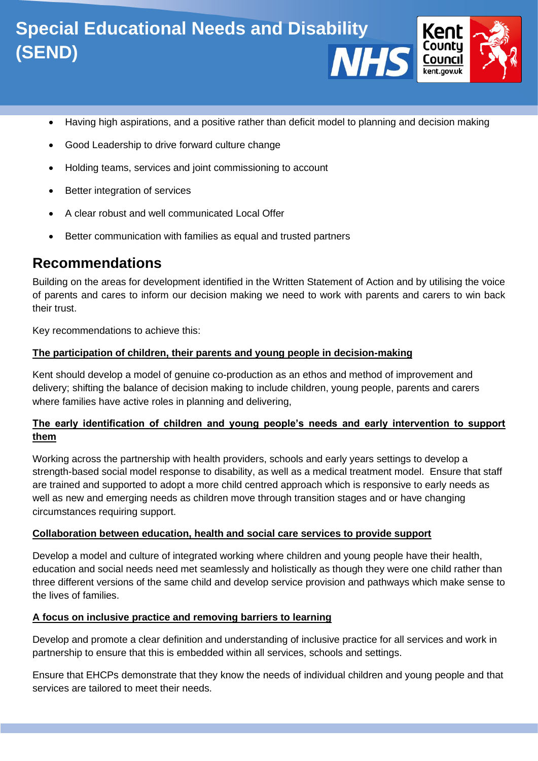- Having high aspirations, and a positive rather than deficit model to planning and decision making
- Good Leadership to drive forward culture change
- Holding teams, services and joint commissioning to account
- Better integration of services
- A clear robust and well communicated Local Offer
- Better communication with families as equal and trusted partners

## Recommendations

Building on the areas for development identified in the Written Statement of Action and by utilising the voice of parents and cares to inform our decision making we need to work with parents and carers to win back their trust.

Key recommendations to achieve this:

**The participation of children, their parents and young people in decision-making**

Kent should develop a model of genuine co-production as an ethos and method of improvement and delivery; shifting the balance of decision making to include children, young people, parents and carers where families have active roles in planning and delivering,

**The early identification of children and young people's needs and early intervention to support them**

Working across the partnership with health providers, schools and early years settings to develop a strength-based social model response to disability, as well as a medical treatment model. Ensure that staff are trained and supported to adopt a more child centred approach which is responsive to early needs as well as new and emerging needs as children move through transition stages and or have changing circumstances requiring support.

**Collaboration between education, health and social care services to provide support**

Develop a model and culture of integrated working where children and young people have their health, education and social needs need met seamlessly and holistically as though they were one child rather than three different versions of the same child and develop service provision and pathways which make sense to the lives of families.

**A focus on inclusive practice and removing barriers to learning**

Develop and promote a clear definition and understanding of inclusive practice for all services and work in partnership to ensure that this is embedded within all services, schools and settings.

Ensure that EHCPs demonstrate that they know the needs of individual children and young people and that services are tailored to meet their needs.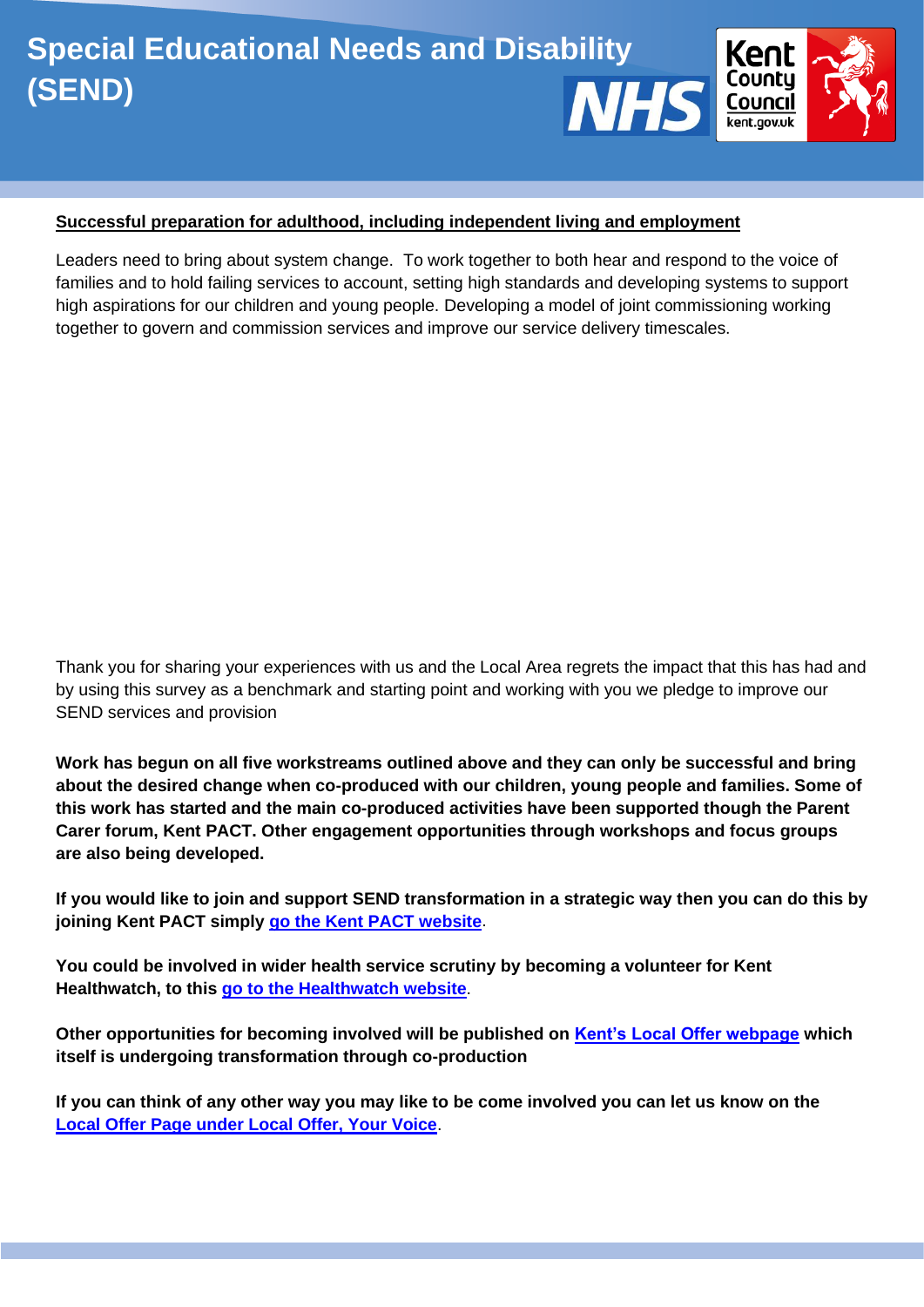**Successful preparation for adulthood, including independent living and employment**

Leaders need to bring about system change. To work together to both hear and respond to the voice of families and to hold failing services to account, setting high standards and developing systems to support high aspirations for our children and young people. Developing a model of joint commissioning working together to govern and commission services and improve our service delivery timescales.

Thank you for sharing your experiences with us and the Local Area regrets the impact that this has had and by using this survey as a benchmark and starting point and working with you we pledge to improve our SEND services and provision

**Work has begun on all five workstreams outlined above and they can only be successful and bring about the desired change when co-produced with our children, young people and families. Some of this work has started and the main co-produced activities have been supported though the Parent Carer forum, Kent PACT. Other engagement opportunities through workshops and focus groups are also being developed.**

**If you would like to join and support SEND transformation in a strategic way then you can do this by joining Kent PACT simply go the Kent PACT website.**

**You could be involved in wider health service scrutiny by becoming a volunteer for Kent Healthwatch, to this go to the Healthwatch website.**

**Other opportunities for becoming involved will be published on Kent's Local Offer webpage which itself is undergoing transformation through co-production**

**If you can think of any other way you may like to be come involved you can let us know on the Local Offer Page under Local Offer, Your Voice.**